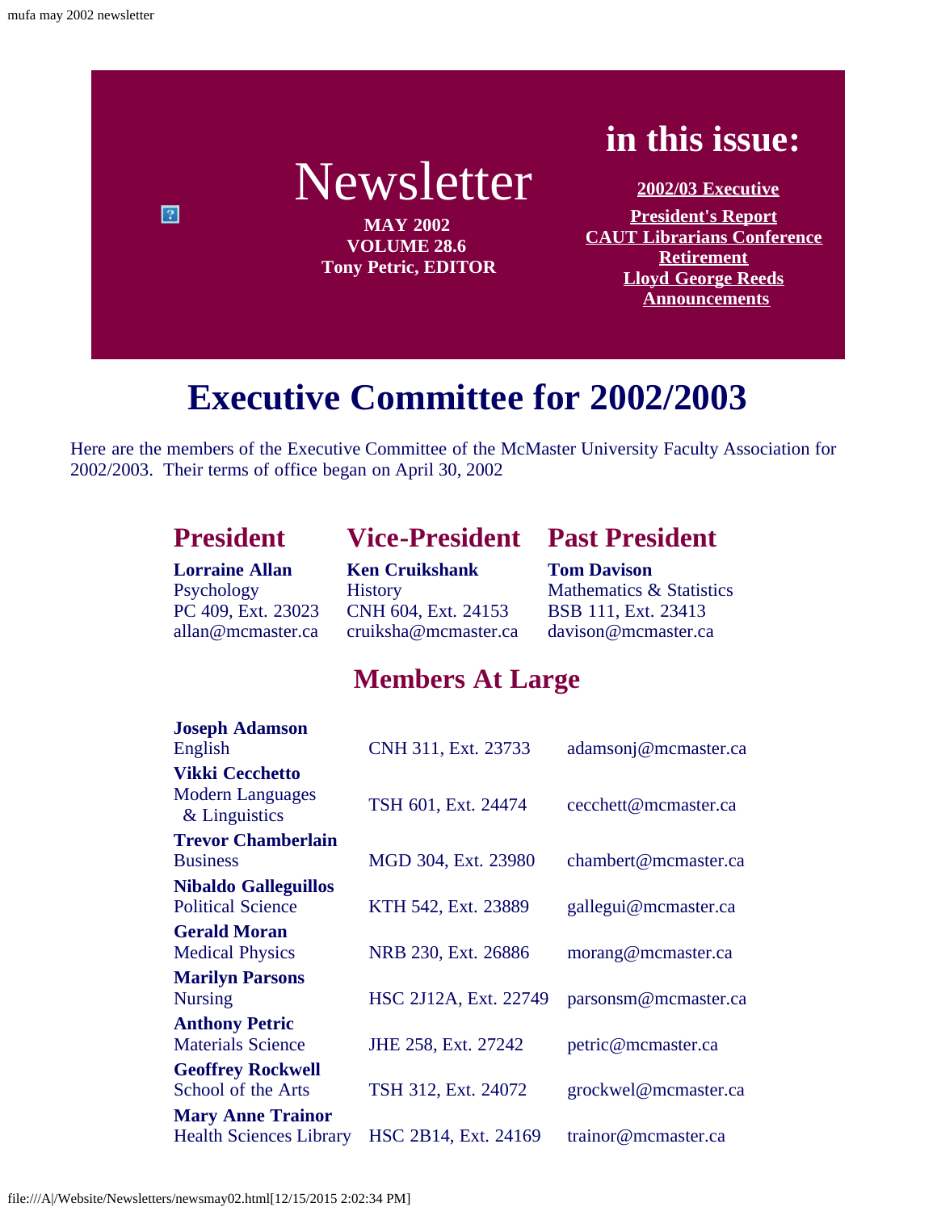# Newsletter

**MAY 2002**
**VOLUME 28.6**
**Tony Petric, EDITOR**

## in this issue:

- **2002/03 Executive**
- **President's Report**
- **CAUT Librarians Conference**
- **Retirement**
- **Lloyd George Reeds**
- **Announcements**

# Executive Committee for 2002/2003

Here are the members of the Executive Committee of the McMaster University Faculty Association for 2002/2003. Their terms of office began on April 30, 2002

## President

**Lorraine Allan**
Psychology
PC 409, Ext. 23023
allan@mcmaster.ca

## Vice-President

**Ken Cruikshank**
History
CNH 604, Ext. 24153
cruiksha@mcmaster.ca

## Past President

**Tom Davison**
Mathematics & Statistics
BSB 111, Ext. 23413
davison@mcmaster.ca

## Members At Large

| Name / Department | Office | Email |
|---|---|---|
| **Joseph Adamson** English | CNH 311, Ext. 23733 | adamsonj@mcmaster.ca |
| **Vikki Cecchetto** Modern Languages & Linguistics | TSH 601, Ext. 24474 | cecchett@mcmaster.ca |
| **Trevor Chamberlain** Business | MGD 304, Ext. 23980 | chambert@mcmaster.ca |
| **Nibaldo Galleguillos** Political Science | KTH 542, Ext. 23889 | gallegui@mcmaster.ca |
| **Gerald Moran** Medical Physics | NRB 230, Ext. 26886 | morang@mcmaster.ca |
| **Marilyn Parsons** Nursing | HSC 2J12A, Ext. 22749 | parsonsm@mcmaster.ca |
| **Anthony Petric** Materials Science | JHE 258, Ext. 27242 | petric@mcmaster.ca |
| **Geoffrey Rockwell** School of the Arts | TSH 312, Ext. 24072 | grockwel@mcmaster.ca |
| **Mary Anne Trainor** Health Sciences Library | HSC 2B14, Ext. 24169 | trainor@mcmaster.ca |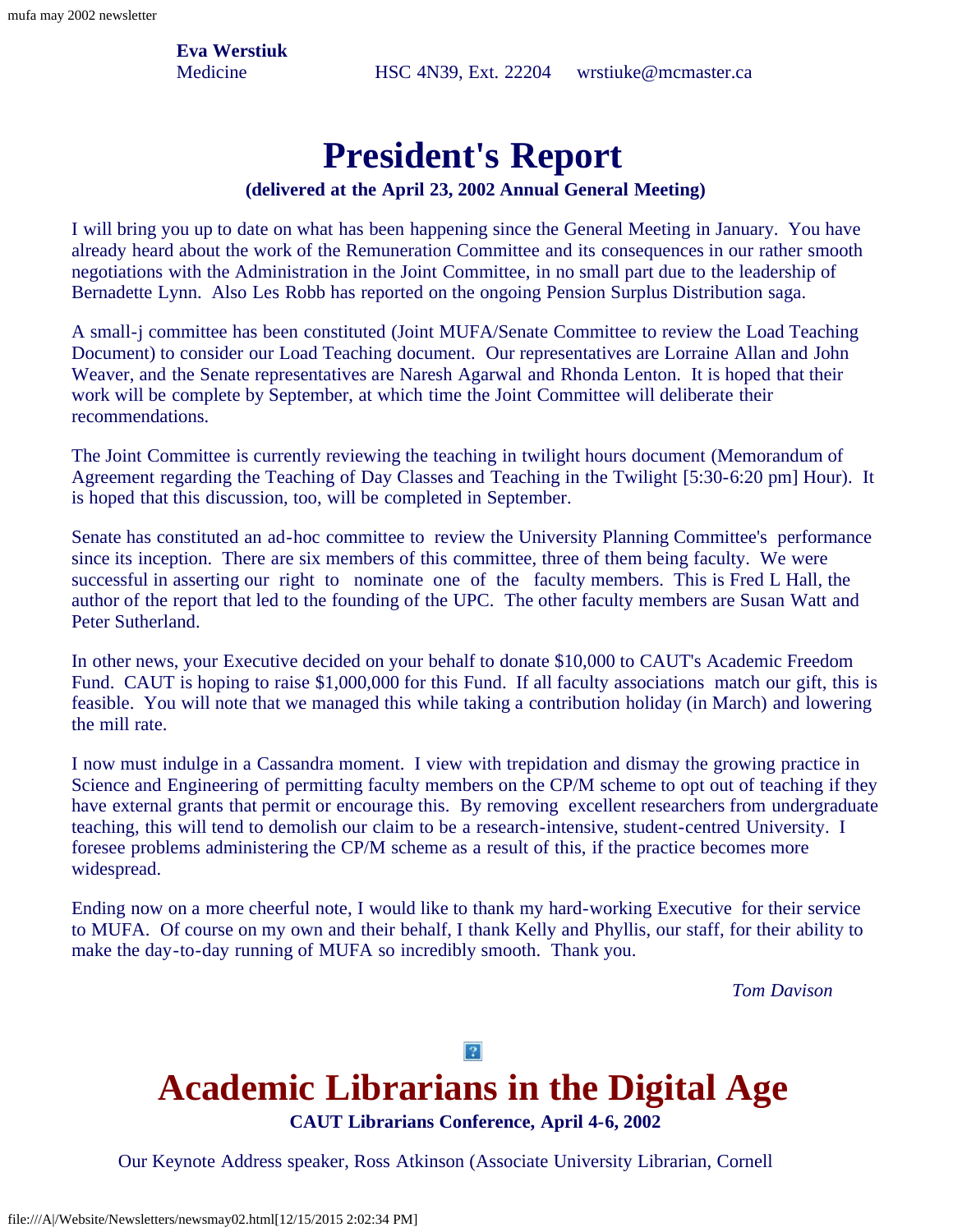**Eva Werstiuk**
Medicine HSC 4N39, Ext. 22204 wrstiuke@mcmaster.ca

# President's Report

**(delivered at the April 23, 2002 Annual General Meeting)**

I will bring you up to date on what has been happening since the General Meeting in January. You have already heard about the work of the Remuneration Committee and its consequences in our rather smooth negotiations with the Administration in the Joint Committee, in no small part due to the leadership of Bernadette Lynn. Also Les Robb has reported on the ongoing Pension Surplus Distribution saga.

A small-j committee has been constituted (Joint MUFA/Senate Committee to review the Load Teaching Document) to consider our Load Teaching document. Our representatives are Lorraine Allan and John Weaver, and the Senate representatives are Naresh Agarwal and Rhonda Lenton. It is hoped that their work will be complete by September, at which time the Joint Committee will deliberate their recommendations.

The Joint Committee is currently reviewing the teaching in twilight hours document (Memorandum of Agreement regarding the Teaching of Day Classes and Teaching in the Twilight [5:30-6:20 pm] Hour). It is hoped that this discussion, too, will be completed in September.

Senate has constituted an ad-hoc committee to review the University Planning Committee's performance since its inception. There are six members of this committee, three of them being faculty. We were successful in asserting our right to nominate one of the faculty members. This is Fred L Hall, the author of the report that led to the founding of the UPC. The other faculty members are Susan Watt and Peter Sutherland.

In other news, your Executive decided on your behalf to donate $10,000 to CAUT's Academic Freedom Fund. CAUT is hoping to raise $1,000,000 for this Fund. If all faculty associations match our gift, this is feasible. You will note that we managed this while taking a contribution holiday (in March) and lowering the mill rate.

I now must indulge in a Cassandra moment. I view with trepidation and dismay the growing practice in Science and Engineering of permitting faculty members on the CP/M scheme to opt out of teaching if they have external grants that permit or encourage this. By removing excellent researchers from undergraduate teaching, this will tend to demolish our claim to be a research-intensive, student-centred University. I foresee problems administering the CP/M scheme as a result of this, if the practice becomes more widespread.

Ending now on a more cheerful note, I would like to thank my hard-working Executive for their service to MUFA. Of course on my own and their behalf, I thank Kelly and Phyllis, our staff, for their ability to make the day-to-day running of MUFA so incredibly smooth. Thank you.

*Tom Davison*

# Academic Librarians in the Digital Age

**CAUT Librarians Conference, April 4-6, 2002**

Our Keynote Address speaker, Ross Atkinson (Associate University Librarian, Cornell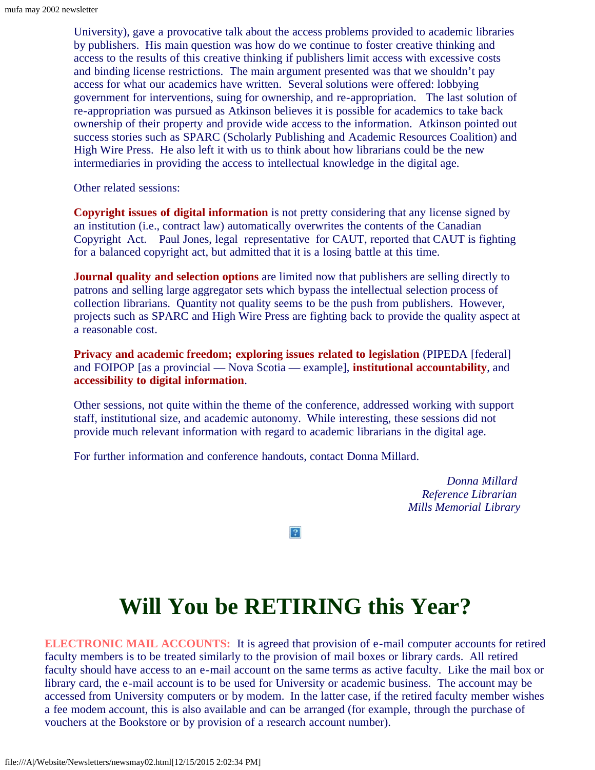University), gave a provocative talk about the access problems provided to academic libraries by publishers. His main question was how do we continue to foster creative thinking and access to the results of this creative thinking if publishers limit access with excessive costs and binding license restrictions. The main argument presented was that we shouldn't pay access for what our academics have written. Several solutions were offered: lobbying government for interventions, suing for ownership, and re-appropriation. The last solution of re-appropriation was pursued as Atkinson believes it is possible for academics to take back ownership of their property and provide wide access to the information. Atkinson pointed out success stories such as SPARC (Scholarly Publishing and Academic Resources Coalition) and High Wire Press. He also left it with us to think about how librarians could be the new intermediaries in providing the access to intellectual knowledge in the digital age.

Other related sessions:

**Copyright issues of digital information** is not pretty considering that any license signed by an institution (i.e., contract law) automatically overwrites the contents of the Canadian Copyright Act. Paul Jones, legal representative for CAUT, reported that CAUT is fighting for a balanced copyright act, but admitted that it is a losing battle at this time.

**Journal quality and selection options** are limited now that publishers are selling directly to patrons and selling large aggregator sets which bypass the intellectual selection process of collection librarians. Quantity not quality seems to be the push from publishers. However, projects such as SPARC and High Wire Press are fighting back to provide the quality aspect at a reasonable cost.

**Privacy and academic freedom; exploring issues related to legislation** (PIPEDA [federal] and FOIPOP [as a provincial — Nova Scotia — example], **institutional accountability**, and **accessibility to digital information**.

Other sessions, not quite within the theme of the conference, addressed working with support staff, institutional size, and academic autonomy. While interesting, these sessions did not provide much relevant information with regard to academic librarians in the digital age.

For further information and conference handouts, contact Donna Millard.

*Donna Millard*
*Reference Librarian*
*Mills Memorial Library*

# Will You be RETIRING this Year?

**ELECTRONIC MAIL ACCOUNTS:** It is agreed that provision of e-mail computer accounts for retired faculty members is to be treated similarly to the provision of mail boxes or library cards. All retired faculty should have access to an e-mail account on the same terms as active faculty. Like the mail box or library card, the e-mail account is to be used for University or academic business. The account may be accessed from University computers or by modem. In the latter case, if the retired faculty member wishes a fee modem account, this is also available and can be arranged (for example, through the purchase of vouchers at the Bookstore or by provision of a research account number).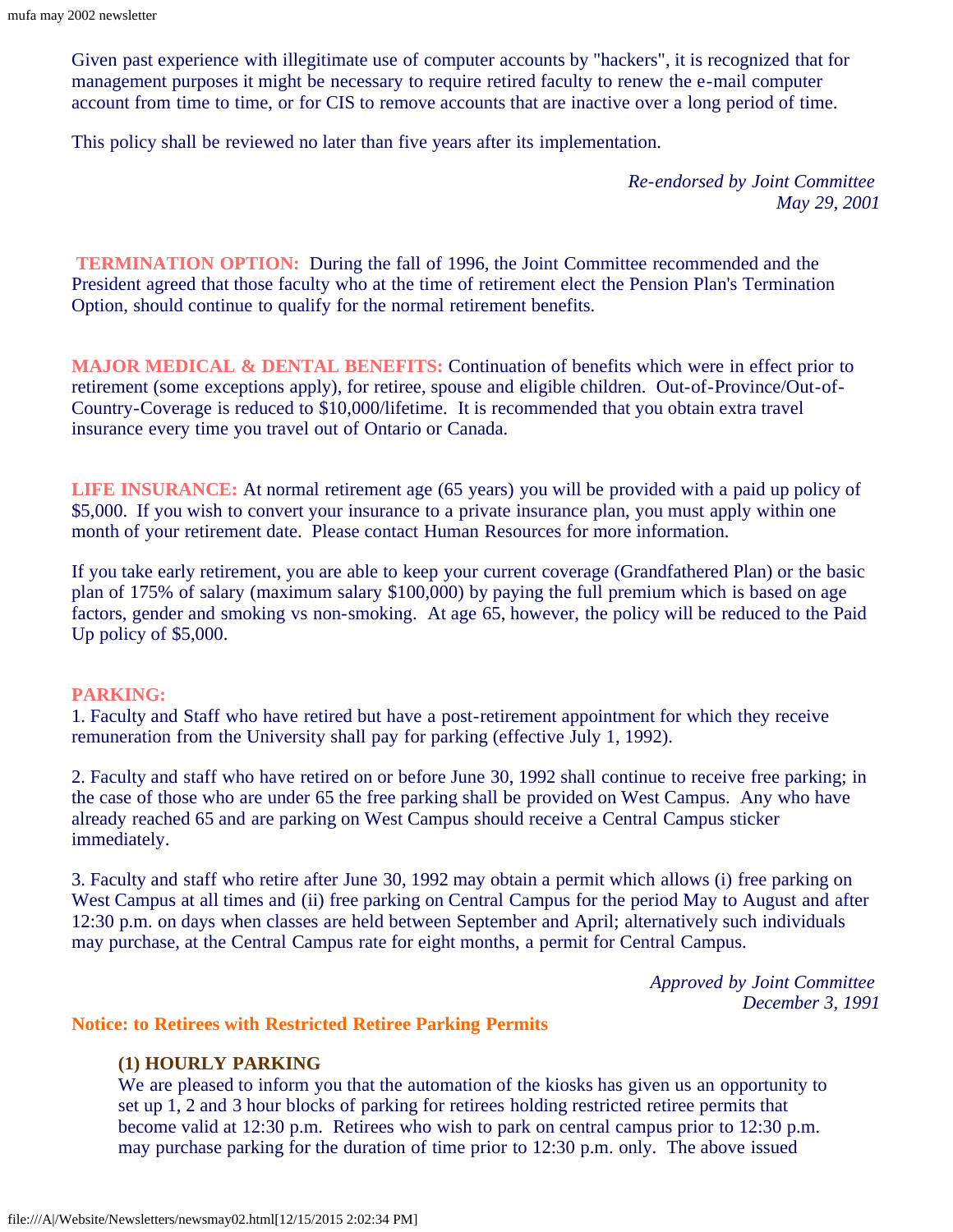Given past experience with illegitimate use of computer accounts by "hackers", it is recognized that for management purposes it might be necessary to require retired faculty to renew the e-mail computer account from time to time, or for CIS to remove accounts that are inactive over a long period of time.

This policy shall be reviewed no later than five years after its implementation.

*Re-endorsed by Joint Committee*
*May 29, 2001*

**TERMINATION OPTION:** During the fall of 1996, the Joint Committee recommended and the President agreed that those faculty who at the time of retirement elect the Pension Plan's Termination Option, should continue to qualify for the normal retirement benefits.

**MAJOR MEDICAL & DENTAL BENEFITS:** Continuation of benefits which were in effect prior to retirement (some exceptions apply), for retiree, spouse and eligible children. Out-of-Province/Out-of-Country-Coverage is reduced to $10,000/lifetime. It is recommended that you obtain extra travel insurance every time you travel out of Ontario or Canada.

**LIFE INSURANCE:** At normal retirement age (65 years) you will be provided with a paid up policy of $5,000. If you wish to convert your insurance to a private insurance plan, you must apply within one month of your retirement date. Please contact Human Resources for more information.

If you take early retirement, you are able to keep your current coverage (Grandfathered Plan) or the basic plan of 175% of salary (maximum salary $100,000) by paying the full premium which is based on age factors, gender and smoking vs non-smoking. At age 65, however, the policy will be reduced to the Paid Up policy of $5,000.

**PARKING:**

1. Faculty and Staff who have retired but have a post-retirement appointment for which they receive remuneration from the University shall pay for parking (effective July 1, 1992).

2. Faculty and staff who have retired on or before June 30, 1992 shall continue to receive free parking; in the case of those who are under 65 the free parking shall be provided on West Campus. Any who have already reached 65 and are parking on West Campus should receive a Central Campus sticker immediately.

3. Faculty and staff who retire after June 30, 1992 may obtain a permit which allows (i) free parking on West Campus at all times and (ii) free parking on Central Campus for the period May to August and after 12:30 p.m. on days when classes are held between September and April; alternatively such individuals may purchase, at the Central Campus rate for eight months, a permit for Central Campus.

*Approved by Joint Committee*
*December 3, 1991*

**Notice: to Retirees with Restricted Retiree Parking Permits**

**(1) HOURLY PARKING**
We are pleased to inform you that the automation of the kiosks has given us an opportunity to set up 1, 2 and 3 hour blocks of parking for retirees holding restricted retiree permits that become valid at 12:30 p.m. Retirees who wish to park on central campus prior to 12:30 p.m. may purchase parking for the duration of time prior to 12:30 p.m. only. The above issued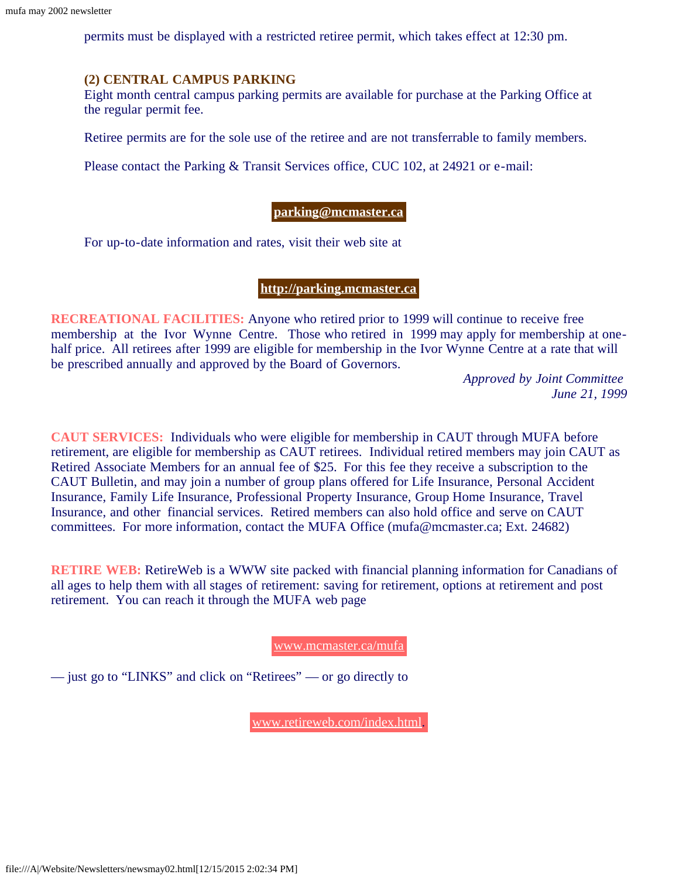permits must be displayed with a restricted retiree permit, which takes effect at 12:30 pm.

**(2) CENTRAL CAMPUS PARKING**

Eight month central campus parking permits are available for purchase at the Parking Office at the regular permit fee.

Retiree permits are for the sole use of the retiree and are not transferrable to family members.

Please contact the Parking & Transit Services office, CUC 102, at 24921 or e-mail:

**parking@mcmaster.ca**

For up-to-date information and rates, visit their web site at

**http://parking.mcmaster.ca**

**RECREATIONAL FACILITIES:** Anyone who retired prior to 1999 will continue to receive free membership at the Ivor Wynne Centre. Those who retired in 1999 may apply for membership at one-half price. All retirees after 1999 are eligible for membership in the Ivor Wynne Centre at a rate that will be prescribed annually and approved by the Board of Governors.

*Approved by Joint Committee*
*June 21, 1999*

**CAUT SERVICES:** Individuals who were eligible for membership in CAUT through MUFA before retirement, are eligible for membership as CAUT retirees. Individual retired members may join CAUT as Retired Associate Members for an annual fee of $25. For this fee they receive a subscription to the CAUT Bulletin, and may join a number of group plans offered for Life Insurance, Personal Accident Insurance, Family Life Insurance, Professional Property Insurance, Group Home Insurance, Travel Insurance, and other financial services. Retired members can also hold office and serve on CAUT committees. For more information, contact the MUFA Office (mufa@mcmaster.ca; Ext. 24682)

**RETIRE WEB:** RetireWeb is a WWW site packed with financial planning information for Canadians of all ages to help them with all stages of retirement: saving for retirement, options at retirement and post retirement. You can reach it through the MUFA web page

www.mcmaster.ca/mufa

— just go to "LINKS" and click on "Retirees" — or go directly to

www.retireweb.com/index.html.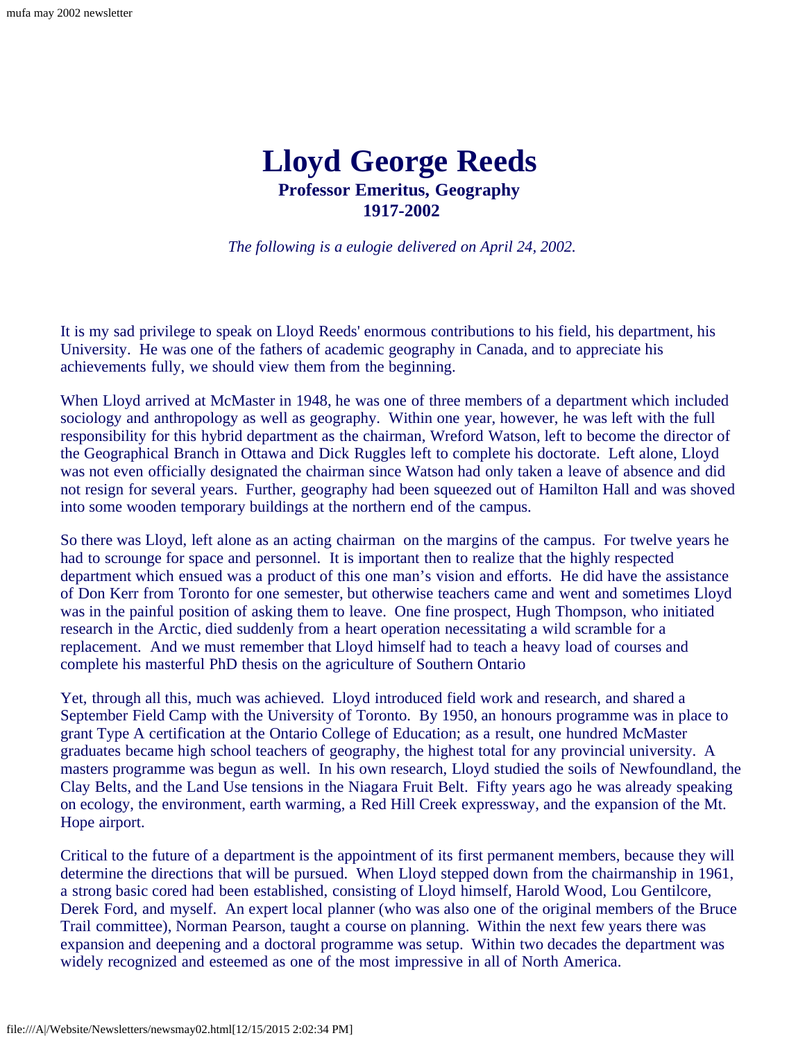# Lloyd George Reeds

**Professor Emeritus, Geography**
**1917-2002**

*The following is a eulogie delivered on April 24, 2002.*

It is my sad privilege to speak on Lloyd Reeds' enormous contributions to his field, his department, his University. He was one of the fathers of academic geography in Canada, and to appreciate his achievements fully, we should view them from the beginning.

When Lloyd arrived at McMaster in 1948, he was one of three members of a department which included sociology and anthropology as well as geography. Within one year, however, he was left with the full responsibility for this hybrid department as the chairman, Wreford Watson, left to become the director of the Geographical Branch in Ottawa and Dick Ruggles left to complete his doctorate. Left alone, Lloyd was not even officially designated the chairman since Watson had only taken a leave of absence and did not resign for several years. Further, geography had been squeezed out of Hamilton Hall and was shoved into some wooden temporary buildings at the northern end of the campus.

So there was Lloyd, left alone as an acting chairman on the margins of the campus. For twelve years he had to scrounge for space and personnel. It is important then to realize that the highly respected department which ensued was a product of this one man's vision and efforts. He did have the assistance of Don Kerr from Toronto for one semester, but otherwise teachers came and went and sometimes Lloyd was in the painful position of asking them to leave. One fine prospect, Hugh Thompson, who initiated research in the Arctic, died suddenly from a heart operation necessitating a wild scramble for a replacement. And we must remember that Lloyd himself had to teach a heavy load of courses and complete his masterful PhD thesis on the agriculture of Southern Ontario

Yet, through all this, much was achieved. Lloyd introduced field work and research, and shared a September Field Camp with the University of Toronto. By 1950, an honours programme was in place to grant Type A certification at the Ontario College of Education; as a result, one hundred McMaster graduates became high school teachers of geography, the highest total for any provincial university. A masters programme was begun as well. In his own research, Lloyd studied the soils of Newfoundland, the Clay Belts, and the Land Use tensions in the Niagara Fruit Belt. Fifty years ago he was already speaking on ecology, the environment, earth warming, a Red Hill Creek expressway, and the expansion of the Mt. Hope airport.

Critical to the future of a department is the appointment of its first permanent members, because they will determine the directions that will be pursued. When Lloyd stepped down from the chairmanship in 1961, a strong basic cored had been established, consisting of Lloyd himself, Harold Wood, Lou Gentilcore, Derek Ford, and myself. An expert local planner (who was also one of the original members of the Bruce Trail committee), Norman Pearson, taught a course on planning. Within the next few years there was expansion and deepening and a doctoral programme was setup. Within two decades the department was widely recognized and esteemed as one of the most impressive in all of North America.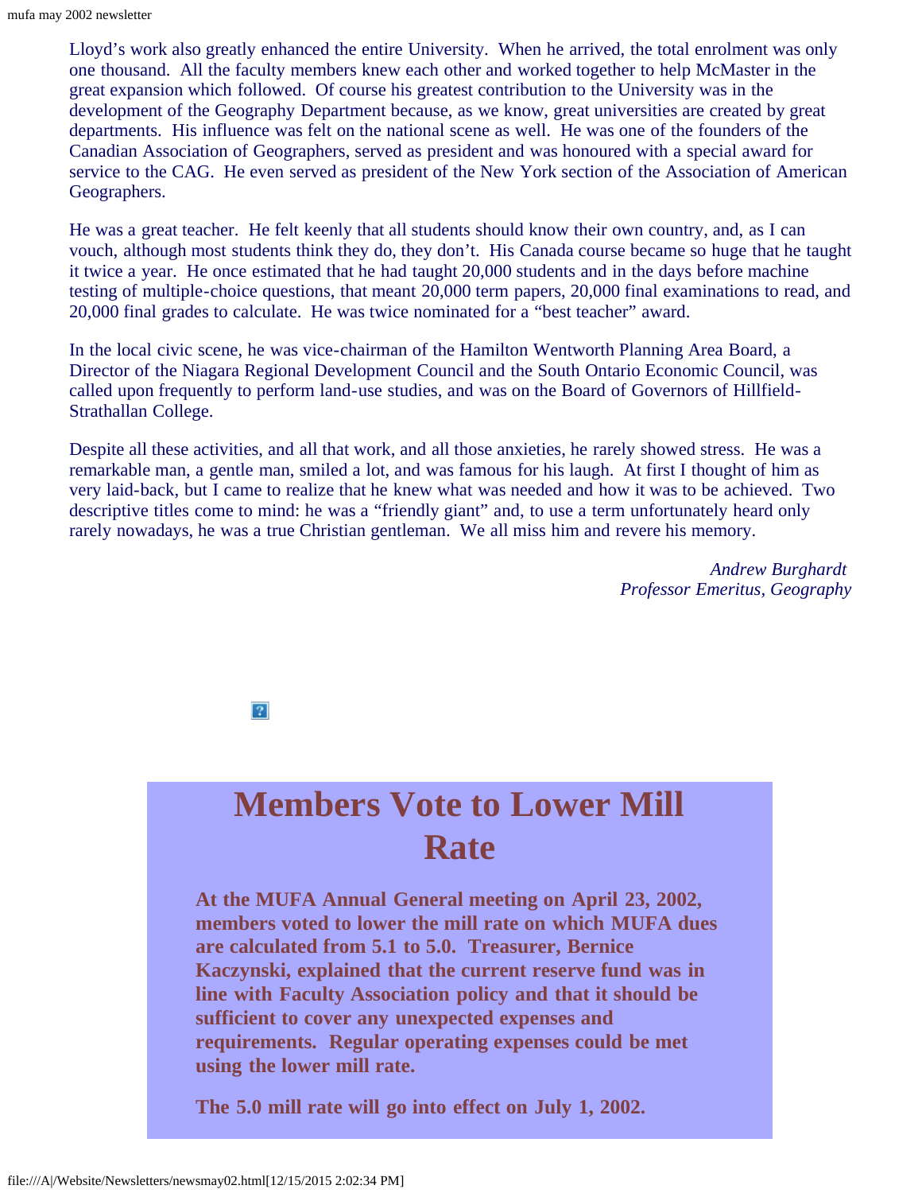Lloyd's work also greatly enhanced the entire University. When he arrived, the total enrolment was only one thousand. All the faculty members knew each other and worked together to help McMaster in the great expansion which followed. Of course his greatest contribution to the University was in the development of the Geography Department because, as we know, great universities are created by great departments. His influence was felt on the national scene as well. He was one of the founders of the Canadian Association of Geographers, served as president and was honoured with a special award for service to the CAG. He even served as president of the New York section of the Association of American Geographers.

He was a great teacher. He felt keenly that all students should know their own country, and, as I can vouch, although most students think they do, they don't. His Canada course became so huge that he taught it twice a year. He once estimated that he had taught 20,000 students and in the days before machine testing of multiple-choice questions, that meant 20,000 term papers, 20,000 final examinations to read, and 20,000 final grades to calculate. He was twice nominated for a "best teacher" award.

In the local civic scene, he was vice-chairman of the Hamilton Wentworth Planning Area Board, a Director of the Niagara Regional Development Council and the South Ontario Economic Council, was called upon frequently to perform land-use studies, and was on the Board of Governors of Hillfield-Strathallan College.

Despite all these activities, and all that work, and all those anxieties, he rarely showed stress. He was a remarkable man, a gentle man, smiled a lot, and was famous for his laugh. At first I thought of him as very laid-back, but I came to realize that he knew what was needed and how it was to be achieved. Two descriptive titles come to mind: he was a "friendly giant" and, to use a term unfortunately heard only rarely nowadays, he was a true Christian gentleman. We all miss him and revere his memory.

*Andrew Burghardt*
*Professor Emeritus, Geography*

# Members Vote to Lower Mill Rate

**At the MUFA Annual General meeting on April 23, 2002, members voted to lower the mill rate on which MUFA dues are calculated from 5.1 to 5.0. Treasurer, Bernice Kaczynski, explained that the current reserve fund was in line with Faculty Association policy and that it should be sufficient to cover any unexpected expenses and requirements. Regular operating expenses could be met using the lower mill rate.**

**The 5.0 mill rate will go into effect on July 1, 2002.**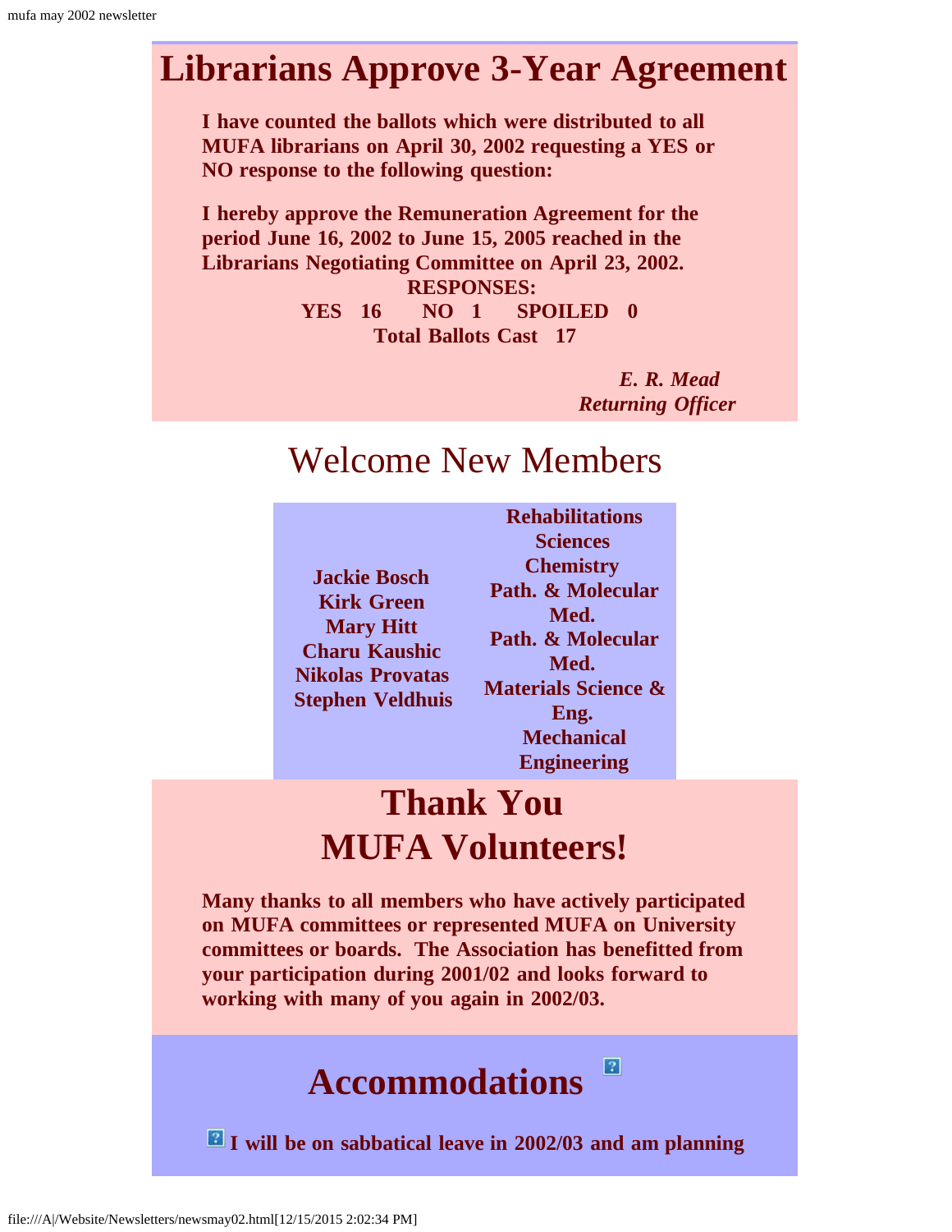# Librarians Approve 3-Year Agreement

**I have counted the ballots which were distributed to all MUFA librarians on April 30, 2002 requesting a YES or NO response to the following question:**

**I hereby approve the Remuneration Agreement for the period June 16, 2002 to June 15, 2005 reached in the Librarians Negotiating Committee on April 23, 2002.**

**RESPONSES:**

**YES 16 NO 1 SPOILED 0**

**Total Ballots Cast 17**

***E. R. Mead***
***Returning Officer***

# Welcome New Members

| Name | Department |
|---|---|
| **Jackie Bosch** | **Rehabilitations Sciences** |
| **Kirk Green** | **Chemistry** |
| **Mary Hitt** | **Path. & Molecular Med.** |
| **Charu Kaushic** | **Path. & Molecular Med.** |
| **Nikolas Provatas** | **Materials Science & Eng.** |
| **Stephen Veldhuis** | **Mechanical Engineering** |

# Thank You MUFA Volunteers!

**Many thanks to all members who have actively participated on MUFA committees or represented MUFA on University committees or boards. The Association has benefitted from your participation during 2001/02 and looks forward to working with many of you again in 2002/03.**

# Accommodations

**I will be on sabbatical leave in 2002/03 and am planning**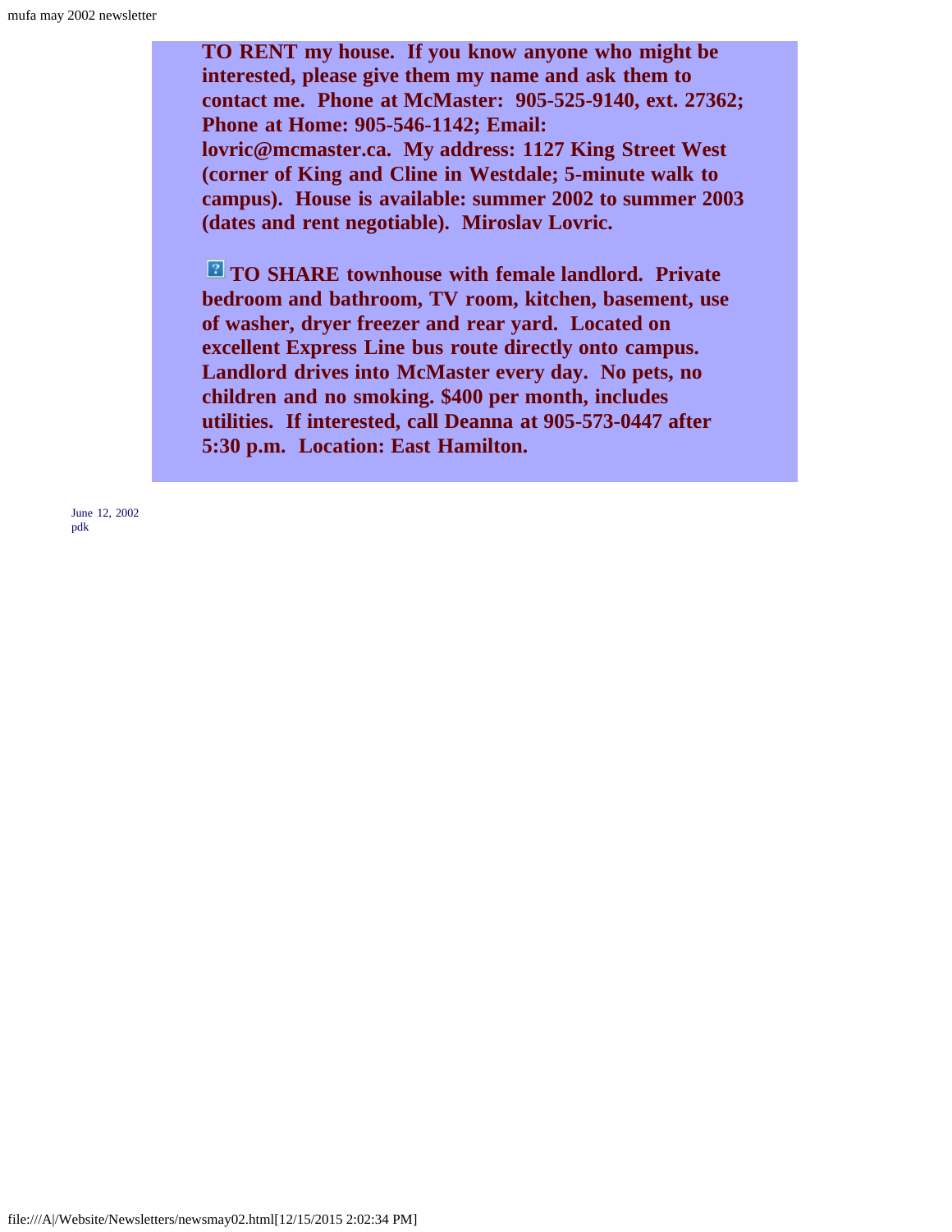**TO RENT my house. If you know anyone who might be interested, please give them my name and ask them to contact me. Phone at McMaster: 905-525-9140, ext. 27362; Phone at Home: 905-546-1142; Email: lovric@mcmaster.ca. My address: 1127 King Street West (corner of King and Cline in Westdale; 5-minute walk to campus). House is available: summer 2002 to summer 2003 (dates and rent negotiable). Miroslav Lovric.**

**TO SHARE townhouse with female landlord. Private bedroom and bathroom, TV room, kitchen, basement, use of washer, dryer freezer and rear yard. Located on excellent Express Line bus route directly onto campus. Landlord drives into McMaster every day. No pets, no children and no smoking. $400 per month, includes utilities. If interested, call Deanna at 905-573-0447 after 5:30 p.m. Location: East Hamilton.**

June 12, 2002
pdk